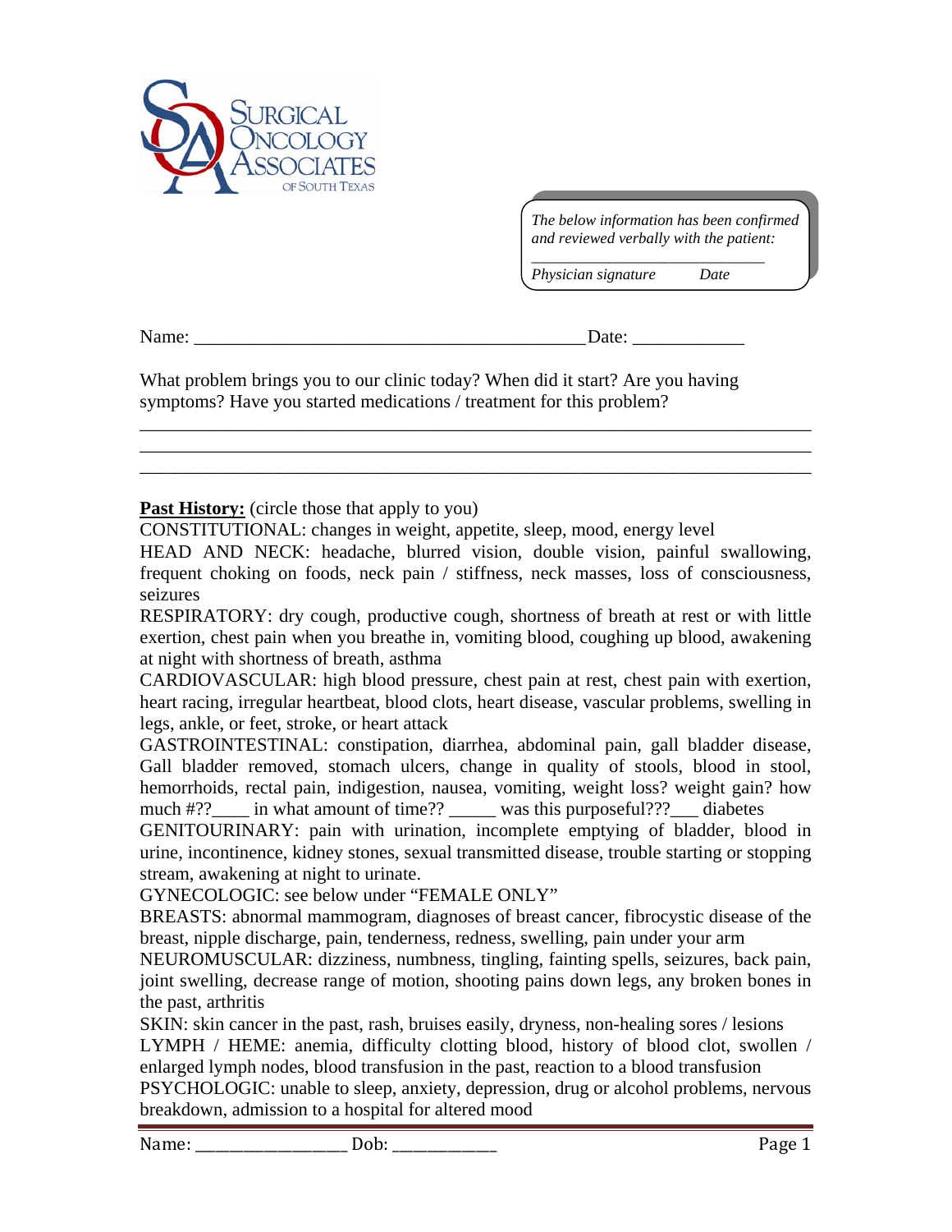# Surgical Oncology Associates of South Texas

*The below information has been confirmed and reviewed verbally with the patient:*

*_____________________________*

*Physician signature    Date*

Name: __________________________________________Date: ____________

What problem brings you to our clinic today? When did it start? Are you having symptoms? Have you started medications / treatment for this problem?

___________________________________________________________________________

___________________________________________________________________________

___________________________________________________________________________

**Past History:** (circle those that apply to you)

CONSTITUTIONAL: changes in weight, appetite, sleep, mood, energy level

HEAD AND NECK: headache, blurred vision, double vision, painful swallowing, frequent choking on foods, neck pain / stiffness, neck masses, loss of consciousness, seizures

RESPIRATORY: dry cough, productive cough, shortness of breath at rest or with little exertion, chest pain when you breathe in, vomiting blood, coughing up blood, awakening at night with shortness of breath, asthma

CARDIOVASCULAR: high blood pressure, chest pain at rest, chest pain with exertion, heart racing, irregular heartbeat, blood clots, heart disease, vascular problems, swelling in legs, ankle, or feet, stroke, or heart attack

GASTROINTESTINAL: constipation, diarrhea, abdominal pain, gall bladder disease, Gall bladder removed, stomach ulcers, change in quality of stools, blood in stool, hemorrhoids, rectal pain, indigestion, nausea, vomiting, weight loss? weight gain? how much #??____ in what amount of time?? _____ was this purposeful???___ diabetes

GENITOURINARY: pain with urination, incomplete emptying of bladder, blood in urine, incontinence, kidney stones, sexual transmitted disease, trouble starting or stopping stream, awakening at night to urinate.

GYNECOLOGIC: see below under "FEMALE ONLY"

BREASTS: abnormal mammogram, diagnoses of breast cancer, fibrocystic disease of the breast, nipple discharge, pain, tenderness, redness, swelling, pain under your arm

NEUROMUSCULAR: dizziness, numbness, tingling, fainting spells, seizures, back pain, joint swelling, decrease range of motion, shooting pains down legs, any broken bones in the past, arthritis

SKIN: skin cancer in the past, rash, bruises easily, dryness, non-healing sores / lesions

LYMPH / HEME: anemia, difficulty clotting blood, history of blood clot, swollen / enlarged lymph nodes, blood transfusion in the past, reaction to a blood transfusion

PSYCHOLOGIC: unable to sleep, anxiety, depression, drug or alcohol problems, nervous breakdown, admission to a hospital for altered mood

Name: _________________ Dob: ___________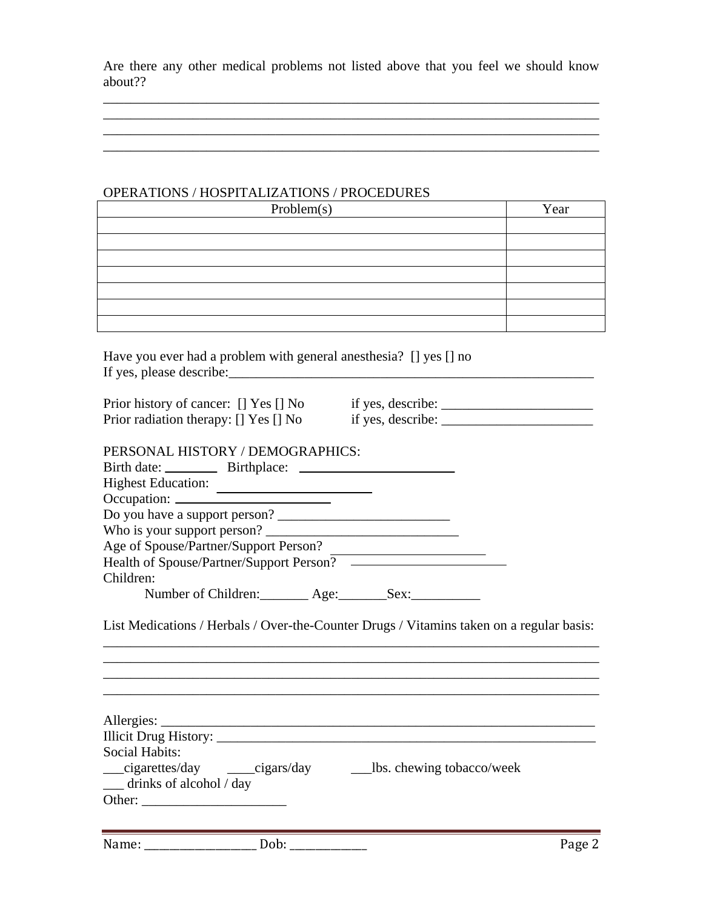Are there any other medical problems not listed above that you feel we should know about??

______________________________________________________________________
______________________________________________________________________
______________________________________________________________________
______________________________________________________________________

OPERATIONS / HOSPITALIZATIONS / PROCEDURES

| Problem(s) | Year |
|---|---|
| | |
| | |
| | |
| | |
| | |
| | |
| | |

Have you ever had a problem with general anesthesia? [] yes [] no
If yes, please describe:_______________________________________________________

Prior history of cancer: [] Yes [] No if yes, describe: ______________________
Prior radiation therapy: [] Yes [] No if yes, describe: ______________________

PERSONAL HISTORY / DEMOGRAPHICS:

Birth date: ________ Birthplace: ________________________
Highest Education: ________________________
Occupation: ________________________
Do you have a support person? _________________________
Who is your support person? ____________________________
Age of Spouse/Partner/Support Person? _______________________
Health of Spouse/Partner/Support Person? _______________________
Children:
Number of Children:_______ Age:_______Sex:__________

List Medications / Herbals / Over-the-Counter Drugs / Vitamins taken on a regular basis:

______________________________________________________________________
______________________________________________________________________
______________________________________________________________________
______________________________________________________________________

Allergies: _______________________________________________________________
Illicit Drug History: ________________________________________________________
Social Habits:
___cigarettes/day ____cigars/day ___lbs. chewing tobacco/week
___ drinks of alcohol / day
Other: _____________________

Name: _________________ Dob: ___________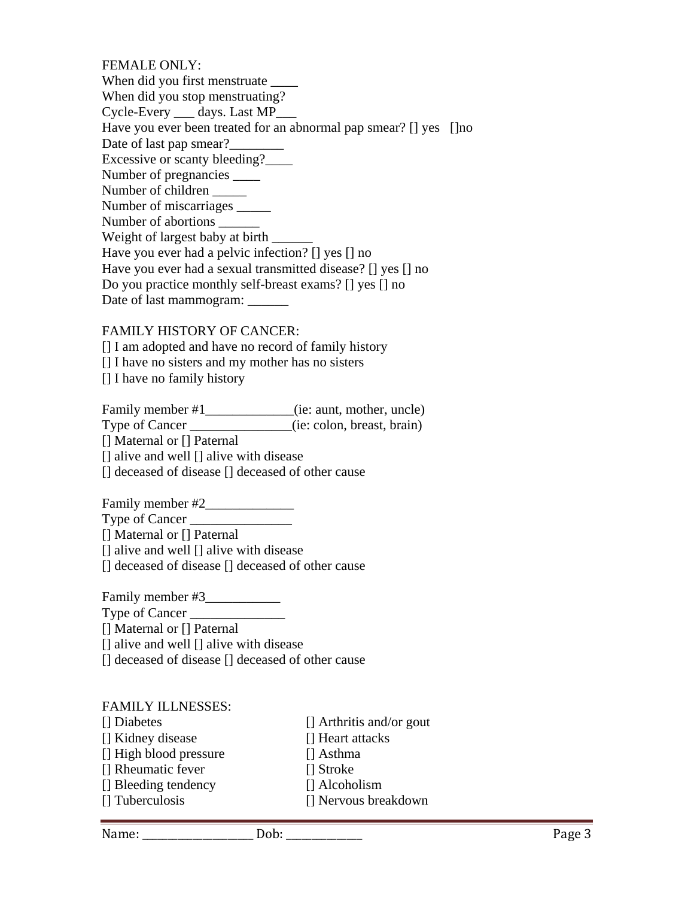FEMALE ONLY:

When did you first menstruate ____

When did you stop menstruating?

Cycle-Every ___ days. Last MP___

Have you ever been treated for an abnormal pap smear? [] yes []no

Date of last pap smear?________

Excessive or scanty bleeding?____

Number of pregnancies ____

Number of children _____

Number of miscarriages _____

Number of abortions ______

Weight of largest baby at birth ______

Have you ever had a pelvic infection? [] yes [] no

Have you ever had a sexual transmitted disease? [] yes [] no

Do you practice monthly self-breast exams? [] yes [] no

Date of last mammogram: ______

FAMILY HISTORY OF CANCER:

[] I am adopted and have no record of family history

[] I have no sisters and my mother has no sisters

[] I have no family history

Family member #1_____________(ie: aunt, mother, uncle)

Type of Cancer _______________(ie: colon, breast, brain)

[] Maternal or [] Paternal

[] alive and well [] alive with disease

[] deceased of disease [] deceased of other cause

Family member #2_____________

Type of Cancer _______________

[] Maternal or [] Paternal

[] alive and well [] alive with disease

[] deceased of disease [] deceased of other cause

Family member #3___________

Type of Cancer ______________

[] Maternal or [] Paternal

[] alive and well [] alive with disease

[] deceased of disease [] deceased of other cause

FAMILY ILLNESSES:

| | |
|---|---|
| [] Diabetes | [] Arthritis and/or gout |
| [] Kidney disease | [] Heart attacks |
| [] High blood pressure | [] Asthma |
| [] Rheumatic fever | [] Stroke |
| [] Bleeding tendency | [] Alcoholism |
| [] Tuberculosis | [] Nervous breakdown |

Name: _________________ Dob: ___________